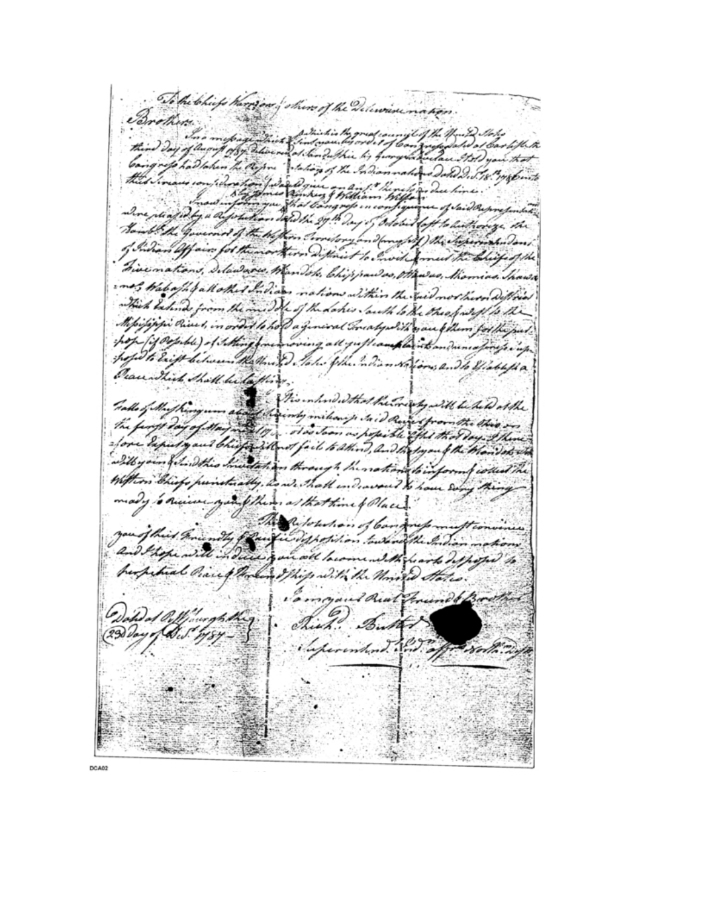To the Chiefs Warriors & others of the Delaware nation.

Brothers.

In a message which I sent you, by order of Congress dated at Carlisle the third day of August 1787 delivered at Sandusky by George Loudan I told you that Congress had taken the Representations of the Indian nations dated Decr 18th 1786 into their serious consideration & would give an answer thereto in due time.

Now I inform you that Congress in consequence of said Representations were pleased by a Resolution dated the 27th day of October last to authorize the Honble the Governor of the Western Territory and (myself) the Superintendant of Indian Affairs for the northern District to Invite & meet the Chiefs of the Five nations, Delawares, Wiandots, Chippawas, Ottawas, Miamies, Shawanese, Wabash & all other Indian nations within the said northern district which extends from the middle of the Lakes south to the Ohio & west to the Mississippi River, in order to hold a general Treaty with you & them for the purpose (if possible) of settling & removing all just complaints and uneasiness supposed to exist between the United States & the Indian Nations, and to Establish a Peace which shall be lasting.

It is intended that the said treaty will be held at the Falls of Muskingum about twenty miles up said River from the Ohio on the first day of May next 17— or as soon as possible after that day & therefore I request you and Chiefs will not fail to attend, and that you & the Wiandots will with your friends send this Invitation through the nations to inform & collect the Western Chiefs punctually, as we shall endeavour to have every thing ready to receive you & them at that time & Place.

This Resolution of Congress must convince you of their friendly & pacific disposition towards the Indian nations and I hope will induce you all to come with hearts disposed to perpetual Peace & Friendship with the United States.

I am your Real Friend & Brother

Dated at Pittsburgh the 23d day of Decr 1787

Richd. Butler

Superintend. Ind. affrs North. dist.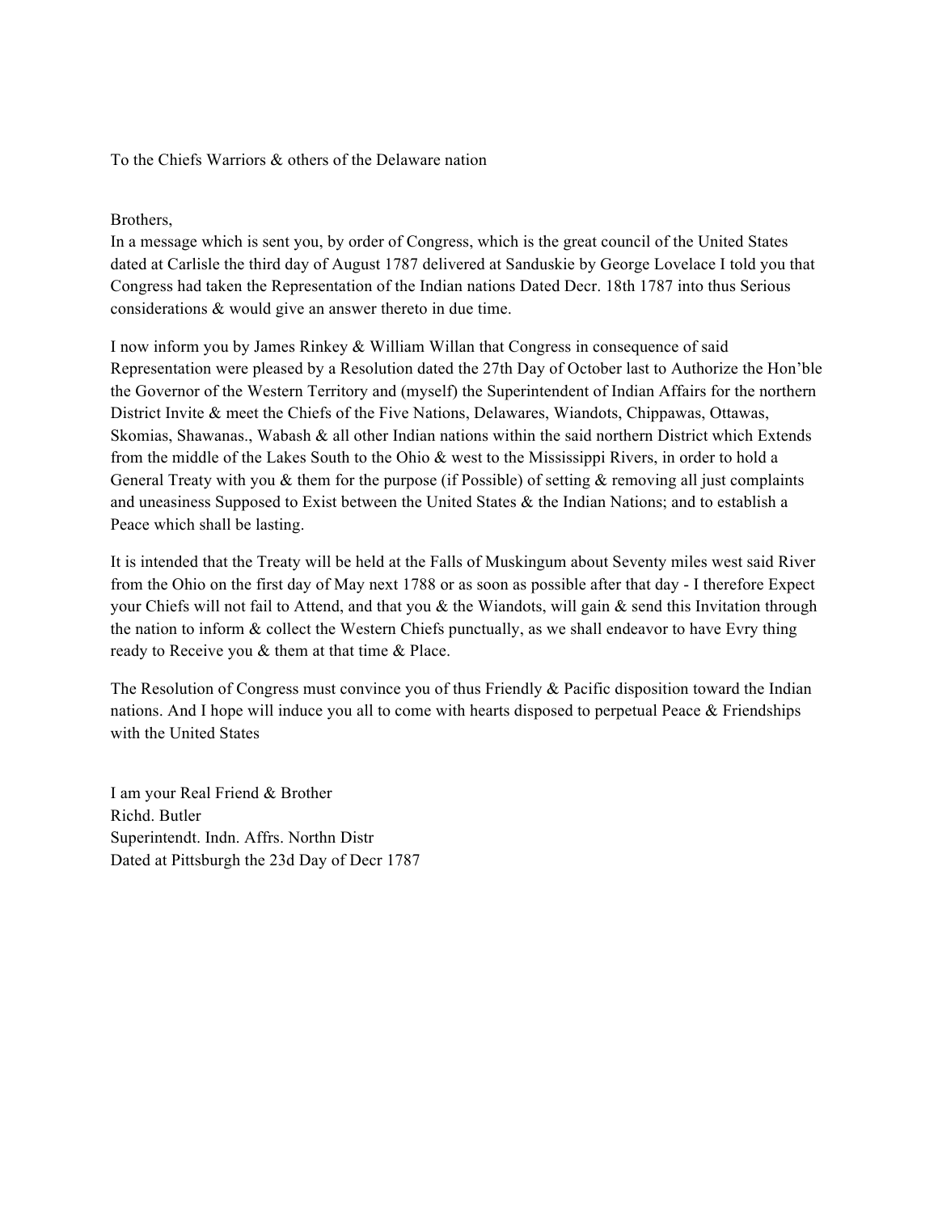To the Chiefs Warriors & others of the Delaware nation

Brothers,
In a message which is sent you, by order of Congress, which is the great council of the United States dated at Carlisle the third day of August 1787 delivered at Sanduskie by George Lovelace I told you that Congress had taken the Representation of the Indian nations Dated Decr. 18th 1787 into thus Serious considerations & would give an answer thereto in due time.

I now inform you by James Rinkey & William Willan that Congress in consequence of said Representation were pleased by a Resolution dated the 27th Day of October last to Authorize the Hon'ble the Governor of the Western Territory and (myself) the Superintendent of Indian Affairs for the northern District Invite & meet the Chiefs of the Five Nations, Delawares, Wiandots, Chippawas, Ottawas, Skomias, Shawanas., Wabash & all other Indian nations within the said northern District which Extends from the middle of the Lakes South to the Ohio & west to the Mississippi Rivers, in order to hold a General Treaty with you & them for the purpose (if Possible) of setting & removing all just complaints and uneasiness Supposed to Exist between the United States & the Indian Nations; and to establish a Peace which shall be lasting.

It is intended that the Treaty will be held at the Falls of Muskingum about Seventy miles west said River from the Ohio on the first day of May next 1788 or as soon as possible after that day - I therefore Expect your Chiefs will not fail to Attend, and that you & the Wiandots, will gain & send this Invitation through the nation to inform & collect the Western Chiefs punctually, as we shall endeavor to have Evry thing ready to Receive you & them at that time & Place.

The Resolution of Congress must convince you of thus Friendly & Pacific disposition toward the Indian nations. And I hope will induce you all to come with hearts disposed to perpetual Peace & Friendships with the United States

I am your Real Friend & Brother
Richd. Butler
Superintendt. Indn. Affrs. Northn Distr
Dated at Pittsburgh the 23d Day of Decr 1787